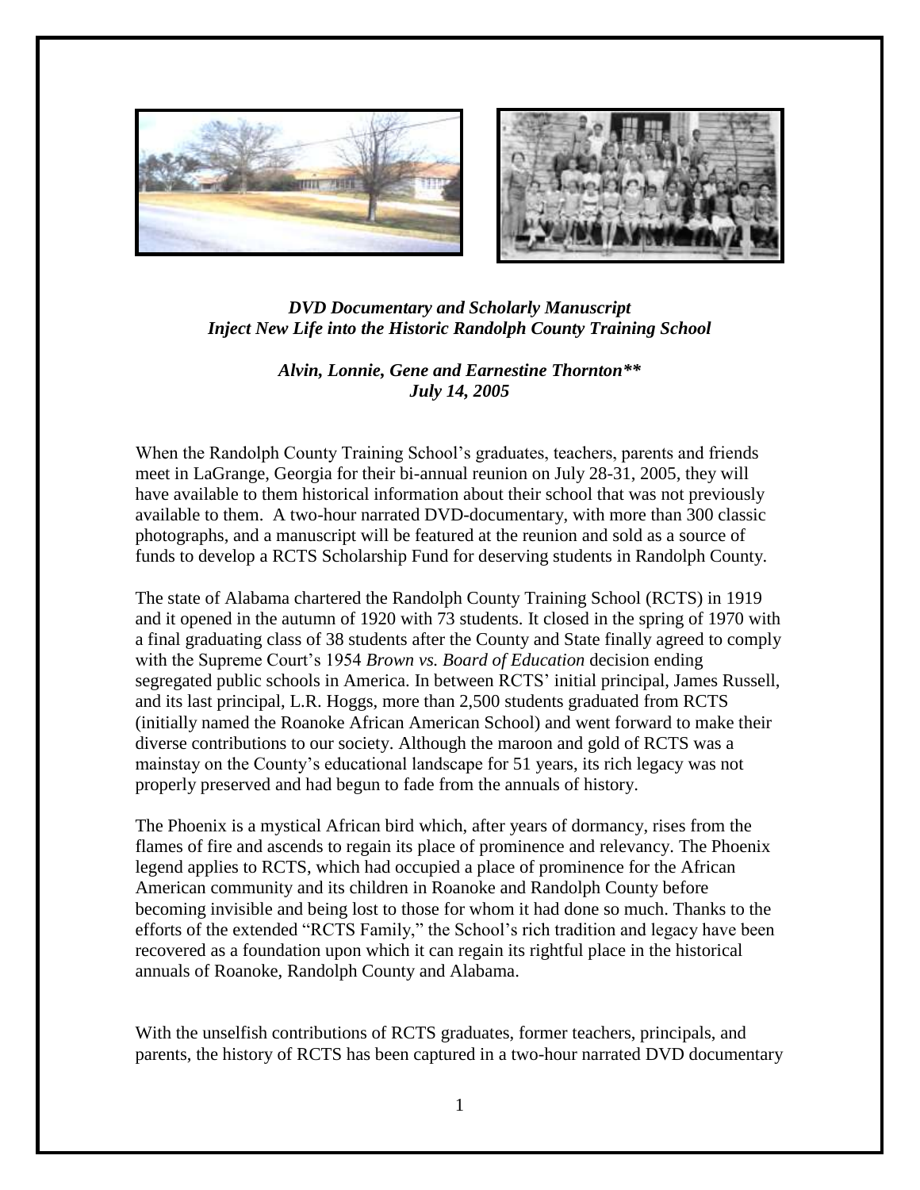*DVD Documentary and Scholarly Manuscript*
*Inject New Life into the Historic Randolph County Training School*

*Alvin, Lonnie, Gene and Earnestine Thornton***
*July 14, 2005*

When the Randolph County Training School's graduates, teachers, parents and friends meet in LaGrange, Georgia for their bi-annual reunion on July 28-31, 2005, they will have available to them historical information about their school that was not previously available to them. A two-hour narrated DVD-documentary, with more than 300 classic photographs, and a manuscript will be featured at the reunion and sold as a source of funds to develop a RCTS Scholarship Fund for deserving students in Randolph County.

The state of Alabama chartered the Randolph County Training School (RCTS) in 1919 and it opened in the autumn of 1920 with 73 students. It closed in the spring of 1970 with a final graduating class of 38 students after the County and State finally agreed to comply with the Supreme Court's 1954 *Brown vs. Board of Education* decision ending segregated public schools in America. In between RCTS' initial principal, James Russell, and its last principal, L.R. Hoggs, more than 2,500 students graduated from RCTS (initially named the Roanoke African American School) and went forward to make their diverse contributions to our society. Although the maroon and gold of RCTS was a mainstay on the County's educational landscape for 51 years, its rich legacy was not properly preserved and had begun to fade from the annuals of history.

The Phoenix is a mystical African bird which, after years of dormancy, rises from the flames of fire and ascends to regain its place of prominence and relevancy. The Phoenix legend applies to RCTS, which had occupied a place of prominence for the African American community and its children in Roanoke and Randolph County before becoming invisible and being lost to those for whom it had done so much. Thanks to the efforts of the extended "RCTS Family," the School's rich tradition and legacy have been recovered as a foundation upon which it can regain its rightful place in the historical annuals of Roanoke, Randolph County and Alabama.

With the unselfish contributions of RCTS graduates, former teachers, principals, and parents, the history of RCTS has been captured in a two-hour narrated DVD documentary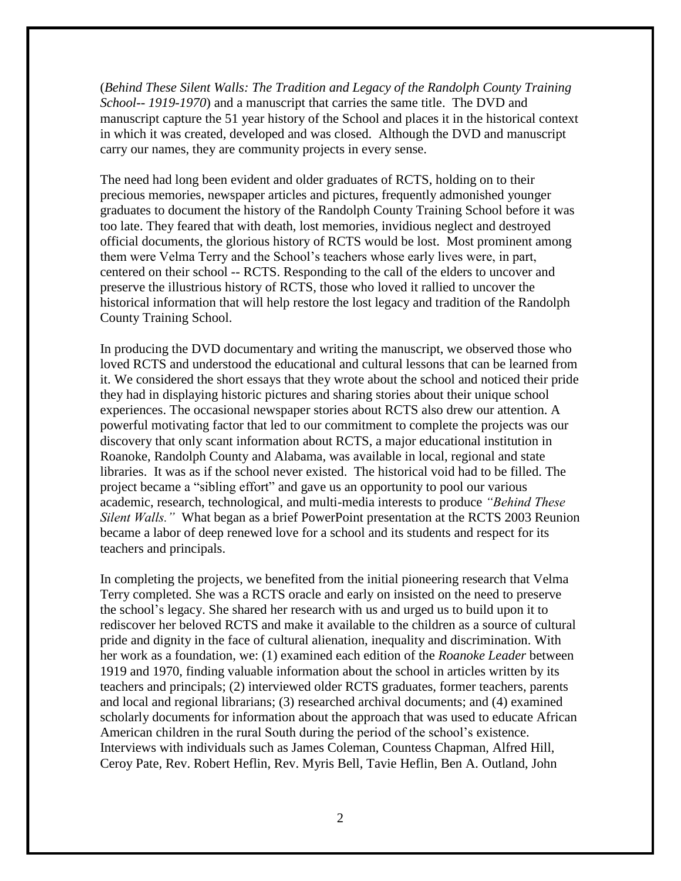(*Behind These Silent Walls: The Tradition and Legacy of the Randolph County Training School-- 1919-1970*) and a manuscript that carries the same title. The DVD and manuscript capture the 51 year history of the School and places it in the historical context in which it was created, developed and was closed. Although the DVD and manuscript carry our names, they are community projects in every sense.

The need had long been evident and older graduates of RCTS, holding on to their precious memories, newspaper articles and pictures, frequently admonished younger graduates to document the history of the Randolph County Training School before it was too late. They feared that with death, lost memories, invidious neglect and destroyed official documents, the glorious history of RCTS would be lost. Most prominent among them were Velma Terry and the School's teachers whose early lives were, in part, centered on their school -- RCTS. Responding to the call of the elders to uncover and preserve the illustrious history of RCTS, those who loved it rallied to uncover the historical information that will help restore the lost legacy and tradition of the Randolph County Training School.

In producing the DVD documentary and writing the manuscript, we observed those who loved RCTS and understood the educational and cultural lessons that can be learned from it. We considered the short essays that they wrote about the school and noticed their pride they had in displaying historic pictures and sharing stories about their unique school experiences. The occasional newspaper stories about RCTS also drew our attention. A powerful motivating factor that led to our commitment to complete the projects was our discovery that only scant information about RCTS, a major educational institution in Roanoke, Randolph County and Alabama, was available in local, regional and state libraries. It was as if the school never existed. The historical void had to be filled. The project became a "sibling effort" and gave us an opportunity to pool our various academic, research, technological, and multi-media interests to produce *"Behind These Silent Walls."* What began as a brief PowerPoint presentation at the RCTS 2003 Reunion became a labor of deep renewed love for a school and its students and respect for its teachers and principals.

In completing the projects, we benefited from the initial pioneering research that Velma Terry completed. She was a RCTS oracle and early on insisted on the need to preserve the school's legacy. She shared her research with us and urged us to build upon it to rediscover her beloved RCTS and make it available to the children as a source of cultural pride and dignity in the face of cultural alienation, inequality and discrimination. With her work as a foundation, we: (1) examined each edition of the *Roanoke Leader* between 1919 and 1970, finding valuable information about the school in articles written by its teachers and principals; (2) interviewed older RCTS graduates, former teachers, parents and local and regional librarians; (3) researched archival documents; and (4) examined scholarly documents for information about the approach that was used to educate African American children in the rural South during the period of the school's existence. Interviews with individuals such as James Coleman, Countess Chapman, Alfred Hill, Ceroy Pate, Rev. Robert Heflin, Rev. Myris Bell, Tavie Heflin, Ben A. Outland, John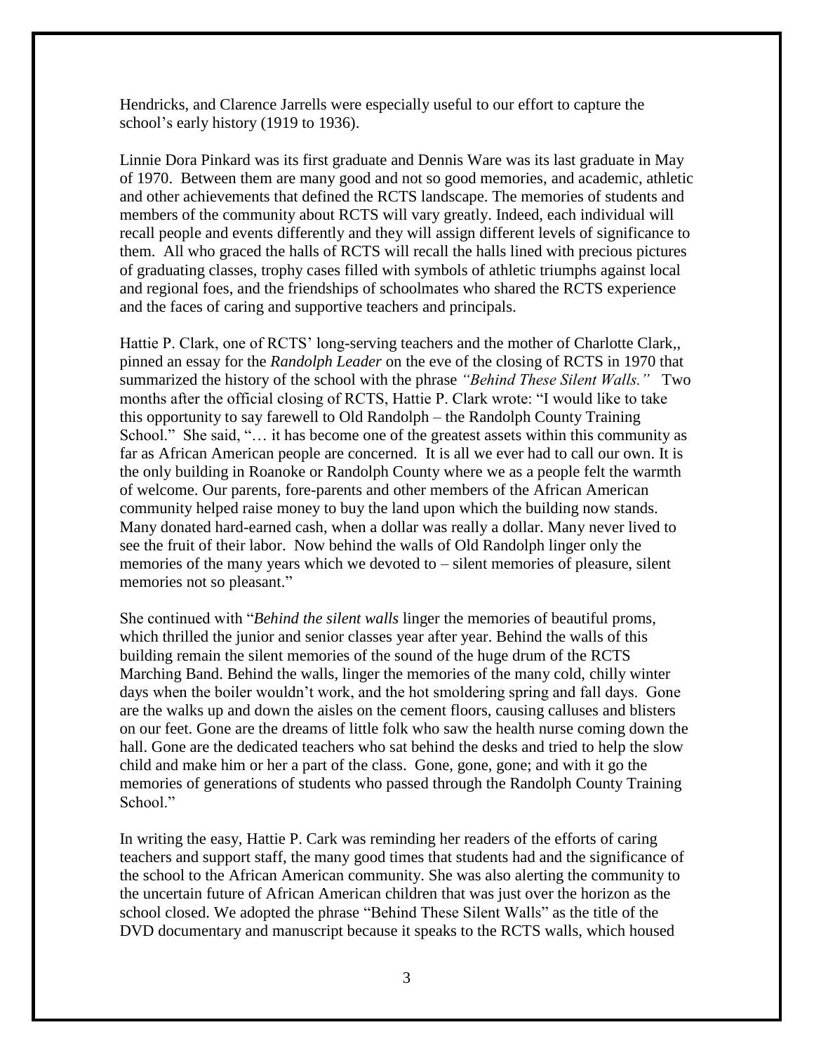Hendricks, and Clarence Jarrells were especially useful to our effort to capture the school's early history (1919 to 1936).

Linnie Dora Pinkard was its first graduate and Dennis Ware was its last graduate in May of 1970. Between them are many good and not so good memories, and academic, athletic and other achievements that defined the RCTS landscape. The memories of students and members of the community about RCTS will vary greatly. Indeed, each individual will recall people and events differently and they will assign different levels of significance to them. All who graced the halls of RCTS will recall the halls lined with precious pictures of graduating classes, trophy cases filled with symbols of athletic triumphs against local and regional foes, and the friendships of schoolmates who shared the RCTS experience and the faces of caring and supportive teachers and principals.

Hattie P. Clark, one of RCTS' long-serving teachers and the mother of Charlotte Clark,, pinned an essay for the *Randolph Leader* on the eve of the closing of RCTS in 1970 that summarized the history of the school with the phrase *"Behind These Silent Walls."* Two months after the official closing of RCTS, Hattie P. Clark wrote: "I would like to take this opportunity to say farewell to Old Randolph – the Randolph County Training School." She said, "… it has become one of the greatest assets within this community as far as African American people are concerned. It is all we ever had to call our own. It is the only building in Roanoke or Randolph County where we as a people felt the warmth of welcome. Our parents, fore-parents and other members of the African American community helped raise money to buy the land upon which the building now stands. Many donated hard-earned cash, when a dollar was really a dollar. Many never lived to see the fruit of their labor. Now behind the walls of Old Randolph linger only the memories of the many years which we devoted to – silent memories of pleasure, silent memories not so pleasant."

She continued with "*Behind the silent walls* linger the memories of beautiful proms, which thrilled the junior and senior classes year after year. Behind the walls of this building remain the silent memories of the sound of the huge drum of the RCTS Marching Band. Behind the walls, linger the memories of the many cold, chilly winter days when the boiler wouldn't work, and the hot smoldering spring and fall days. Gone are the walks up and down the aisles on the cement floors, causing calluses and blisters on our feet. Gone are the dreams of little folk who saw the health nurse coming down the hall. Gone are the dedicated teachers who sat behind the desks and tried to help the slow child and make him or her a part of the class. Gone, gone, gone; and with it go the memories of generations of students who passed through the Randolph County Training School."

In writing the easy, Hattie P. Cark was reminding her readers of the efforts of caring teachers and support staff, the many good times that students had and the significance of the school to the African American community. She was also alerting the community to the uncertain future of African American children that was just over the horizon as the school closed. We adopted the phrase "Behind These Silent Walls" as the title of the DVD documentary and manuscript because it speaks to the RCTS walls, which housed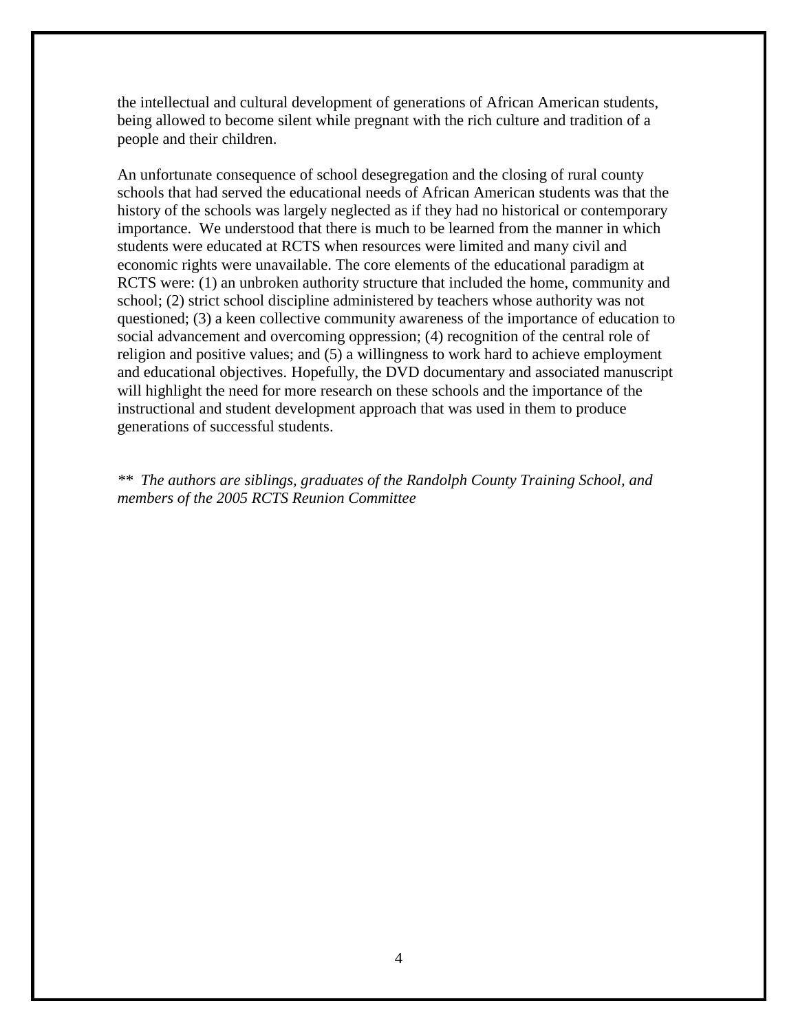the intellectual and cultural development of generations of African American students, being allowed to become silent while pregnant with the rich culture and tradition of a people and their children.

An unfortunate consequence of school desegregation and the closing of rural county schools that had served the educational needs of African American students was that the history of the schools was largely neglected as if they had no historical or contemporary importance. We understood that there is much to be learned from the manner in which students were educated at RCTS when resources were limited and many civil and economic rights were unavailable. The core elements of the educational paradigm at RCTS were: (1) an unbroken authority structure that included the home, community and school; (2) strict school discipline administered by teachers whose authority was not questioned; (3) a keen collective community awareness of the importance of education to social advancement and overcoming oppression; (4) recognition of the central role of religion and positive values; and (5) a willingness to work hard to achieve employment and educational objectives. Hopefully, the DVD documentary and associated manuscript will highlight the need for more research on these schools and the importance of the instructional and student development approach that was used in them to produce generations of successful students.

*\*\* The authors are siblings, graduates of the Randolph County Training School, and members of the 2005 RCTS Reunion Committee*